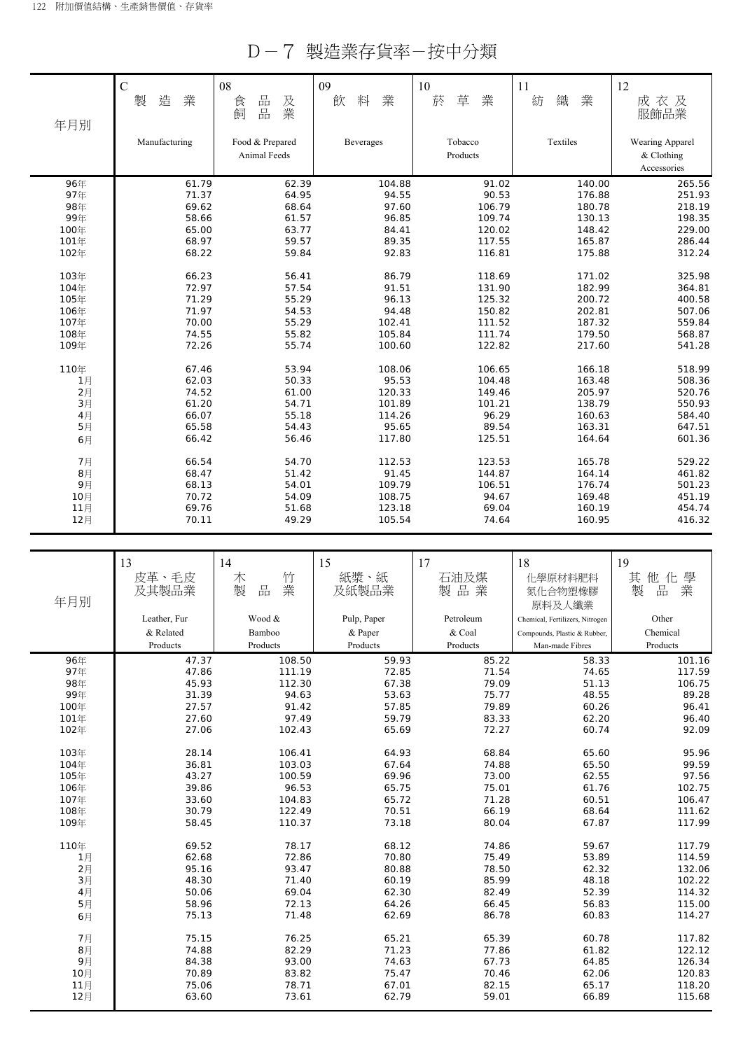# D－7 製造業存貨率－按中分類

| 年月別 | C 製造業 Manufacturing | 08 食品及飼品業 Food & Prepared Animal Feeds | 09 飲料業 Beverages | 10 菸草業 Tobacco Products | 11 紡織業 Textiles | 12 成衣及服飾品業 Wearing Apparel & Clothing Accessories |
|---|---|---|---|---|---|---|
| 96年 | 61.79 | 62.39 | 104.88 | 91.02 | 140.00 | 265.56 |
| 97年 | 71.37 | 64.95 | 94.55 | 90.53 | 176.88 | 251.93 |
| 98年 | 69.62 | 68.64 | 97.60 | 106.79 | 180.78 | 218.19 |
| 99年 | 58.66 | 61.57 | 96.85 | 109.74 | 130.13 | 198.35 |
| 100年 | 65.00 | 63.77 | 84.41 | 120.02 | 148.42 | 229.00 |
| 101年 | 68.97 | 59.57 | 89.35 | 117.55 | 165.87 | 286.44 |
| 102年 | 68.22 | 59.84 | 92.83 | 116.81 | 175.88 | 312.24 |
| 103年 | 66.23 | 56.41 | 86.79 | 118.69 | 171.02 | 325.98 |
| 104年 | 72.97 | 57.54 | 91.51 | 131.90 | 182.99 | 364.81 |
| 105年 | 71.29 | 55.29 | 96.13 | 125.32 | 200.72 | 400.58 |
| 106年 | 71.97 | 54.53 | 94.48 | 150.82 | 202.81 | 507.06 |
| 107年 | 70.00 | 55.29 | 102.41 | 111.52 | 187.32 | 559.84 |
| 108年 | 74.55 | 55.82 | 105.84 | 111.74 | 179.50 | 568.87 |
| 109年 | 72.26 | 55.74 | 100.60 | 122.82 | 217.60 | 541.28 |
| 110年 | 67.46 | 53.94 | 108.06 | 106.65 | 166.18 | 518.99 |
| 1月 | 62.03 | 50.33 | 95.53 | 104.48 | 163.48 | 508.36 |
| 2月 | 74.52 | 61.00 | 120.33 | 149.46 | 205.97 | 520.76 |
| 3月 | 61.20 | 54.71 | 101.89 | 101.21 | 138.79 | 550.93 |
| 4月 | 66.07 | 55.18 | 114.26 | 96.29 | 160.63 | 584.40 |
| 5月 | 65.58 | 54.43 | 95.65 | 89.54 | 163.31 | 647.51 |
| 6月 | 66.42 | 56.46 | 117.80 | 125.51 | 164.64 | 601.36 |
| 7月 | 66.54 | 54.70 | 112.53 | 123.53 | 165.78 | 529.22 |
| 8月 | 68.47 | 51.42 | 91.45 | 144.87 | 164.14 | 461.82 |
| 9月 | 68.13 | 54.01 | 109.79 | 106.51 | 176.74 | 501.23 |
| 10月 | 70.72 | 54.09 | 108.75 | 94.67 | 169.48 | 451.19 |
| 11月 | 69.76 | 51.68 | 123.18 | 69.04 | 160.19 | 454.74 |
| 12月 | 70.11 | 49.29 | 105.54 | 74.64 | 160.95 | 416.32 |

| 年月別 | 13 皮革、毛皮及其製品業 Leather, Fur & Related Products | 14 木竹製品業 Wood & Bamboo Products | 15 紙漿、紙及紙製品業 Pulp, Paper & Paper Products | 17 石油及煤製品業 Petroleum & Coal Products | 18 化學原材料肥料氮化合物塑橡膠原料及人纖業 Chemical, Fertilizers, Nitrogen Compounds, Plastic & Rubber, Man-made Fibres | 19 其他化學製品業 Other Chemical Products |
|---|---|---|---|---|---|---|
| 96年 | 47.37 | 108.50 | 59.93 | 85.22 | 58.33 | 101.16 |
| 97年 | 47.86 | 111.19 | 72.85 | 71.54 | 74.65 | 117.59 |
| 98年 | 45.93 | 112.30 | 67.38 | 79.09 | 51.13 | 106.75 |
| 99年 | 31.39 | 94.63 | 53.63 | 75.77 | 48.55 | 89.28 |
| 100年 | 27.57 | 91.42 | 57.85 | 79.89 | 60.26 | 96.41 |
| 101年 | 27.60 | 97.49 | 59.79 | 83.33 | 62.20 | 96.40 |
| 102年 | 27.06 | 102.43 | 65.69 | 72.27 | 60.74 | 92.09 |
| 103年 | 28.14 | 106.41 | 64.93 | 68.84 | 65.60 | 95.96 |
| 104年 | 36.81 | 103.03 | 67.64 | 74.88 | 65.50 | 99.59 |
| 105年 | 43.27 | 100.59 | 69.96 | 73.00 | 62.55 | 97.56 |
| 106年 | 39.86 | 96.53 | 65.75 | 75.01 | 61.76 | 102.75 |
| 107年 | 33.60 | 104.83 | 65.72 | 71.28 | 60.51 | 106.47 |
| 108年 | 30.79 | 122.49 | 70.51 | 66.19 | 68.64 | 111.62 |
| 109年 | 58.45 | 110.37 | 73.18 | 80.04 | 67.87 | 117.99 |
| 110年 | 69.52 | 78.17 | 68.12 | 74.86 | 59.67 | 117.79 |
| 1月 | 62.68 | 72.86 | 70.80 | 75.49 | 53.89 | 114.59 |
| 2月 | 95.16 | 93.47 | 80.88 | 78.50 | 62.32 | 132.06 |
| 3月 | 48.30 | 71.40 | 60.19 | 85.99 | 48.18 | 102.22 |
| 4月 | 50.06 | 69.04 | 62.30 | 82.49 | 52.39 | 114.32 |
| 5月 | 58.96 | 72.13 | 64.26 | 66.45 | 56.83 | 115.00 |
| 6月 | 75.13 | 71.48 | 62.69 | 86.78 | 60.83 | 114.27 |
| 7月 | 75.15 | 76.25 | 65.21 | 65.39 | 60.78 | 117.82 |
| 8月 | 74.88 | 82.29 | 71.23 | 77.86 | 61.82 | 122.12 |
| 9月 | 84.38 | 93.00 | 74.63 | 67.73 | 64.85 | 126.34 |
| 10月 | 70.89 | 83.82 | 75.47 | 70.46 | 62.06 | 120.83 |
| 11月 | 75.06 | 78.71 | 67.01 | 82.15 | 65.17 | 118.20 |
| 12月 | 63.60 | 73.61 | 62.79 | 59.01 | 66.89 | 115.68 |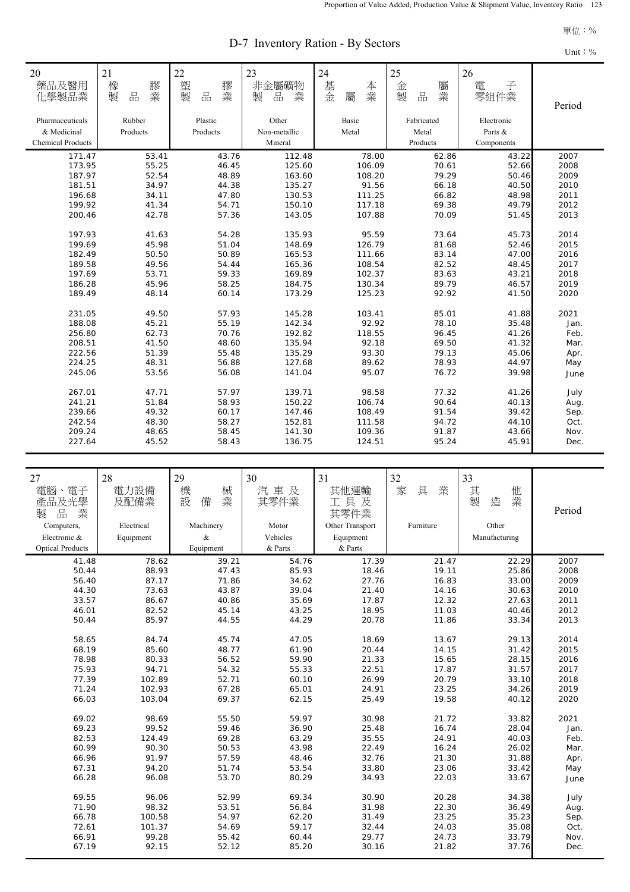單位：%

# D-7 Inventory Ration - By Sectors

Unit：%

| 20 藥品及醫用化學製品業 Pharmaceuticals & Medicinal Chemical Products | 21 橡膠製品業 Rubber Products | 22 塑膠製品業 Plastic Products | 23 非金屬礦物製品業 Other Non-metallic Mineral | 24 基本金屬業 Basic Metal | 25 金屬製品業 Fabricated Metal Products | 26 電子零組件業 Electronic Parts & Components | Period |
|---|---|---|---|---|---|---|---|
| 171.47 | 53.41 | 43.76 | 112.48 | 78.00 | 62.86 | 43.22 | 2007 |
| 173.95 | 55.25 | 46.45 | 125.60 | 106.09 | 70.61 | 52.66 | 2008 |
| 187.97 | 52.54 | 48.89 | 163.60 | 108.20 | 79.29 | 50.46 | 2009 |
| 181.51 | 34.97 | 44.38 | 135.27 | 91.56 | 66.18 | 40.50 | 2010 |
| 196.68 | 34.11 | 47.80 | 130.53 | 111.25 | 66.82 | 48.98 | 2011 |
| 199.92 | 41.34 | 54.71 | 150.10 | 117.18 | 69.38 | 49.79 | 2012 |
| 200.46 | 42.78 | 57.36 | 143.05 | 107.88 | 70.09 | 51.45 | 2013 |
| 197.93 | 41.63 | 54.28 | 135.93 | 95.59 | 73.64 | 45.73 | 2014 |
| 199.69 | 45.98 | 51.04 | 148.69 | 126.79 | 81.68 | 52.46 | 2015 |
| 182.49 | 50.50 | 50.89 | 165.53 | 111.66 | 83.14 | 47.00 | 2016 |
| 189.58 | 49.56 | 54.44 | 165.36 | 108.54 | 82.52 | 48.45 | 2017 |
| 197.69 | 53.71 | 59.33 | 169.89 | 102.37 | 83.63 | 43.21 | 2018 |
| 186.28 | 45.96 | 58.25 | 184.75 | 130.34 | 89.79 | 46.57 | 2019 |
| 189.49 | 48.14 | 60.14 | 173.29 | 125.23 | 92.92 | 41.50 | 2020 |
| 231.05 | 49.50 | 57.93 | 145.28 | 103.41 | 85.01 | 41.88 | 2021 |
| 188.08 | 45.21 | 55.19 | 142.34 | 92.92 | 78.10 | 35.48 | Jan. |
| 256.80 | 62.73 | 70.76 | 192.82 | 118.55 | 96.45 | 41.26 | Feb. |
| 208.51 | 41.50 | 48.60 | 135.94 | 92.18 | 69.50 | 41.32 | Mar. |
| 222.56 | 51.39 | 55.48 | 135.29 | 93.30 | 79.13 | 45.06 | Apr. |
| 224.25 | 48.31 | 56.88 | 127.68 | 89.62 | 78.93 | 44.97 | May |
| 245.06 | 53.56 | 56.08 | 141.04 | 95.07 | 76.72 | 39.98 | June |
| 267.01 | 47.71 | 57.97 | 139.71 | 98.58 | 77.32 | 41.26 | July |
| 241.21 | 51.84 | 58.93 | 150.22 | 106.74 | 90.64 | 40.13 | Aug. |
| 239.66 | 49.32 | 60.17 | 147.46 | 108.49 | 91.54 | 39.42 | Sep. |
| 242.54 | 48.30 | 58.27 | 152.81 | 111.58 | 94.72 | 44.10 | Oct. |
| 209.24 | 48.65 | 58.45 | 141.30 | 109.36 | 91.87 | 43.66 | Nov. |
| 227.64 | 45.52 | 58.43 | 136.75 | 124.51 | 95.24 | 45.91 | Dec. |

| 27 電腦、電子產品及光學製品業 Computers, Electronic & Optical Products | 28 電力設備及配備業 Electrical Equipment | 29 機械設備業 Machinery & Equipment | 30 汽車及其零件業 Motor Vehicles & Parts | 31 其他運輸工具及其零件業 Other Transport Equipment & Parts | 32 家具業 Furniture | 33 其他製造業 Other Manufacturing | Period |
|---|---|---|---|---|---|---|---|
| 41.48 | 78.62 | 39.21 | 54.76 | 17.39 | 21.47 | 22.29 | 2007 |
| 50.44 | 88.93 | 47.43 | 85.93 | 18.46 | 19.11 | 25.86 | 2008 |
| 56.40 | 87.17 | 71.86 | 34.62 | 27.76 | 16.83 | 33.00 | 2009 |
| 44.30 | 73.63 | 43.87 | 39.04 | 21.40 | 14.16 | 30.63 | 2010 |
| 33.57 | 86.67 | 40.86 | 35.69 | 17.87 | 12.32 | 27.63 | 2011 |
| 46.01 | 82.52 | 45.14 | 43.25 | 18.95 | 11.03 | 40.46 | 2012 |
| 50.44 | 85.97 | 44.55 | 44.29 | 20.78 | 11.86 | 33.34 | 2013 |
| 58.65 | 84.74 | 45.74 | 47.05 | 18.69 | 13.67 | 29.13 | 2014 |
| 68.19 | 85.60 | 48.77 | 61.90 | 20.44 | 14.15 | 31.42 | 2015 |
| 78.98 | 80.33 | 56.52 | 59.90 | 21.33 | 15.65 | 28.15 | 2016 |
| 75.93 | 94.71 | 54.32 | 55.33 | 22.51 | 17.87 | 31.57 | 2017 |
| 77.39 | 102.89 | 52.71 | 60.10 | 26.99 | 20.79 | 33.10 | 2018 |
| 71.24 | 102.93 | 67.28 | 65.01 | 24.91 | 23.25 | 34.26 | 2019 |
| 66.03 | 103.04 | 69.37 | 62.15 | 25.49 | 19.58 | 40.12 | 2020 |
| 69.02 | 98.69 | 55.50 | 59.97 | 30.98 | 21.72 | 33.82 | 2021 |
| 69.23 | 99.52 | 59.46 | 36.90 | 25.48 | 16.74 | 28.04 | Jan. |
| 82.53 | 124.49 | 69.28 | 63.29 | 35.55 | 24.91 | 40.03 | Feb. |
| 60.99 | 90.30 | 50.53 | 43.98 | 22.49 | 16.24 | 26.02 | Mar. |
| 66.96 | 91.97 | 57.59 | 48.46 | 32.76 | 21.30 | 31.88 | Apr. |
| 67.31 | 94.20 | 51.74 | 53.54 | 33.80 | 23.06 | 33.42 | May |
| 66.28 | 96.08 | 53.70 | 80.29 | 34.93 | 22.03 | 33.67 | June |
| 69.55 | 96.06 | 52.99 | 69.34 | 30.90 | 20.28 | 34.38 | July |
| 71.90 | 98.32 | 53.51 | 56.84 | 31.98 | 22.30 | 36.49 | Aug. |
| 66.78 | 100.58 | 54.97 | 62.20 | 31.49 | 23.25 | 35.23 | Sep. |
| 72.61 | 101.37 | 54.69 | 59.17 | 32.44 | 24.03 | 35.08 | Oct. |
| 66.91 | 99.28 | 55.42 | 60.44 | 29.77 | 24.73 | 33.79 | Nov. |
| 67.19 | 92.15 | 52.12 | 85.20 | 30.16 | 21.82 | 37.76 | Dec. |